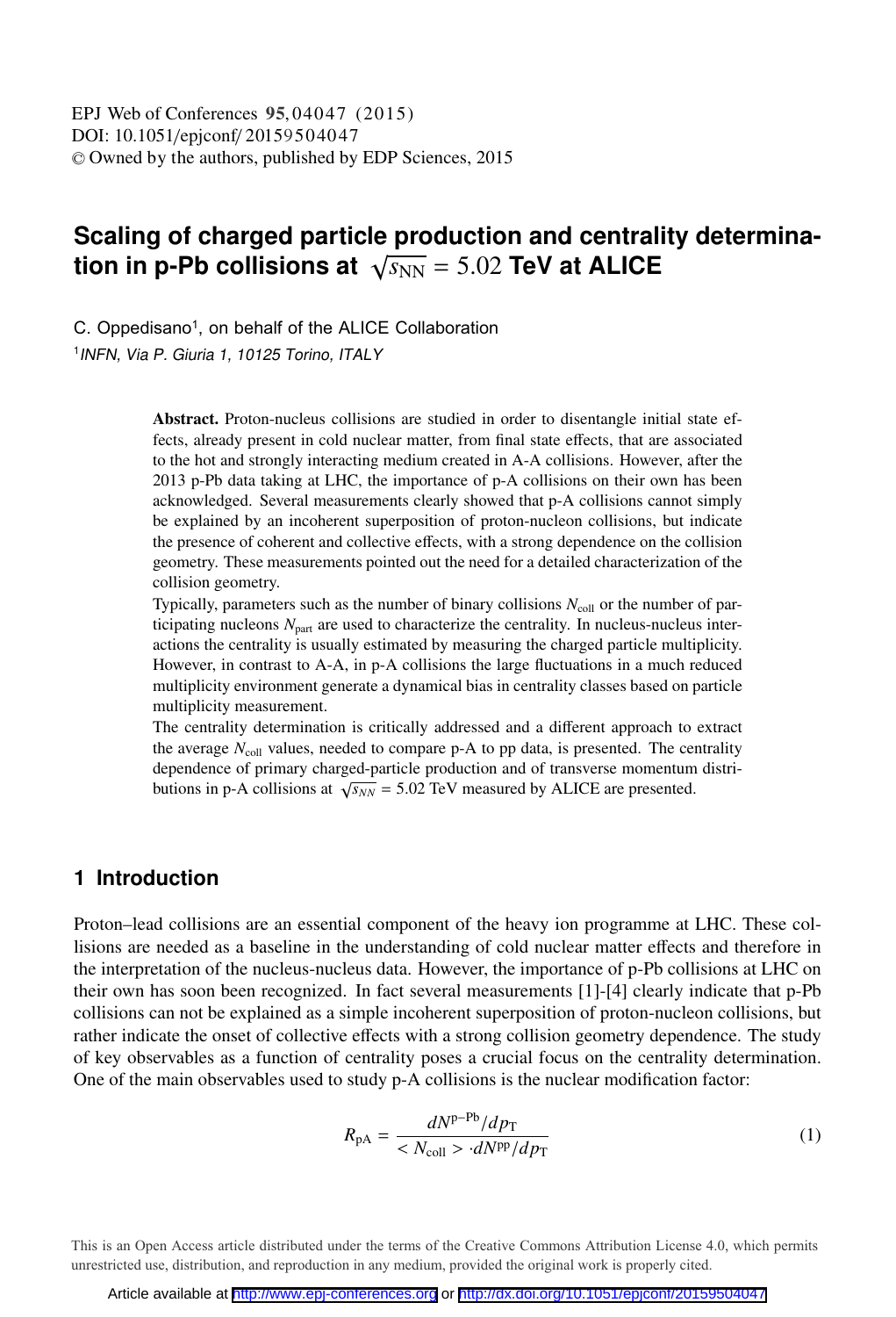# Scaling of charged particle production and centrality determination in p-Pb collisions at $\sqrt{s_{\mathrm{NN}}} = 5.02$ TeV at ALICE

C. Oppedisano[1], on behalf of the ALICE Collaboration

[1] *INFN, Via P. Giuria 1, 10125 Torino, ITALY*

**Abstract.** Proton-nucleus collisions are studied in order to disentangle initial state effects, already present in cold nuclear matter, from final state effects, that are associated to the hot and strongly interacting medium created in A-A collisions. However, after the 2013 p-Pb data taking at LHC, the importance of p-A collisions on their own has been acknowledged. Several measurements clearly showed that p-A collisions cannot simply be explained by an incoherent superposition of proton-nucleon collisions, but indicate the presence of coherent and collective effects, with a strong dependence on the collision geometry. These measurements pointed out the need for a detailed characterization of the collision geometry.

Typically, parameters such as the number of binary collisions $N_{\mathrm{coll}}$ or the number of participating nucleons $N_{\mathrm{part}}$ are used to characterize the centrality. In nucleus-nucleus interactions the centrality is usually estimated by measuring the charged particle multiplicity. However, in contrast to A-A, in p-A collisions the large fluctuations in a much reduced multiplicity environment generate a dynamical bias in centrality classes based on particle multiplicity measurement.

The centrality determination is critically addressed and a different approach to extract the average $N_{\mathrm{coll}}$ values, needed to compare p-A to pp data, is presented. The centrality dependence of primary charged-particle production and of transverse momentum distributions in p-A collisions at $\sqrt{s_{NN}} = 5.02$ TeV measured by ALICE are presented.

## 1 Introduction

Proton–lead collisions are an essential component of the heavy ion programme at LHC. These collisions are needed as a baseline in the understanding of cold nuclear matter effects and therefore in the interpretation of the nucleus-nucleus data. However, the importance of p-Pb collisions at LHC on their own has soon been recognized. In fact several measurements [1]-[4] clearly indicate that p-Pb collisions can not be explained as a simple incoherent superposition of proton-nucleon collisions, but rather indicate the onset of collective effects with a strong collision geometry dependence. The study of key observables as a function of centrality poses a crucial focus on the centrality determination. One of the main observables used to study p-A collisions is the nuclear modification factor:

$$R_{\mathrm{pA}} = \frac{dN^{\mathrm{p-Pb}}/dp_{\mathrm{T}}}{< N_{\mathrm{coll}} > \cdot dN^{\mathrm{pp}}/dp_{\mathrm{T}}} \tag{1}$$

This is an Open Access article distributed under the terms of the Creative Commons Attribution License 4.0, which permits unrestricted use, distribution, and reproduction in any medium, provided the original work is properly cited.

Article available at http://www.epj-conferences.org or http://dx.doi.org/10.1051/epjconf/20159504047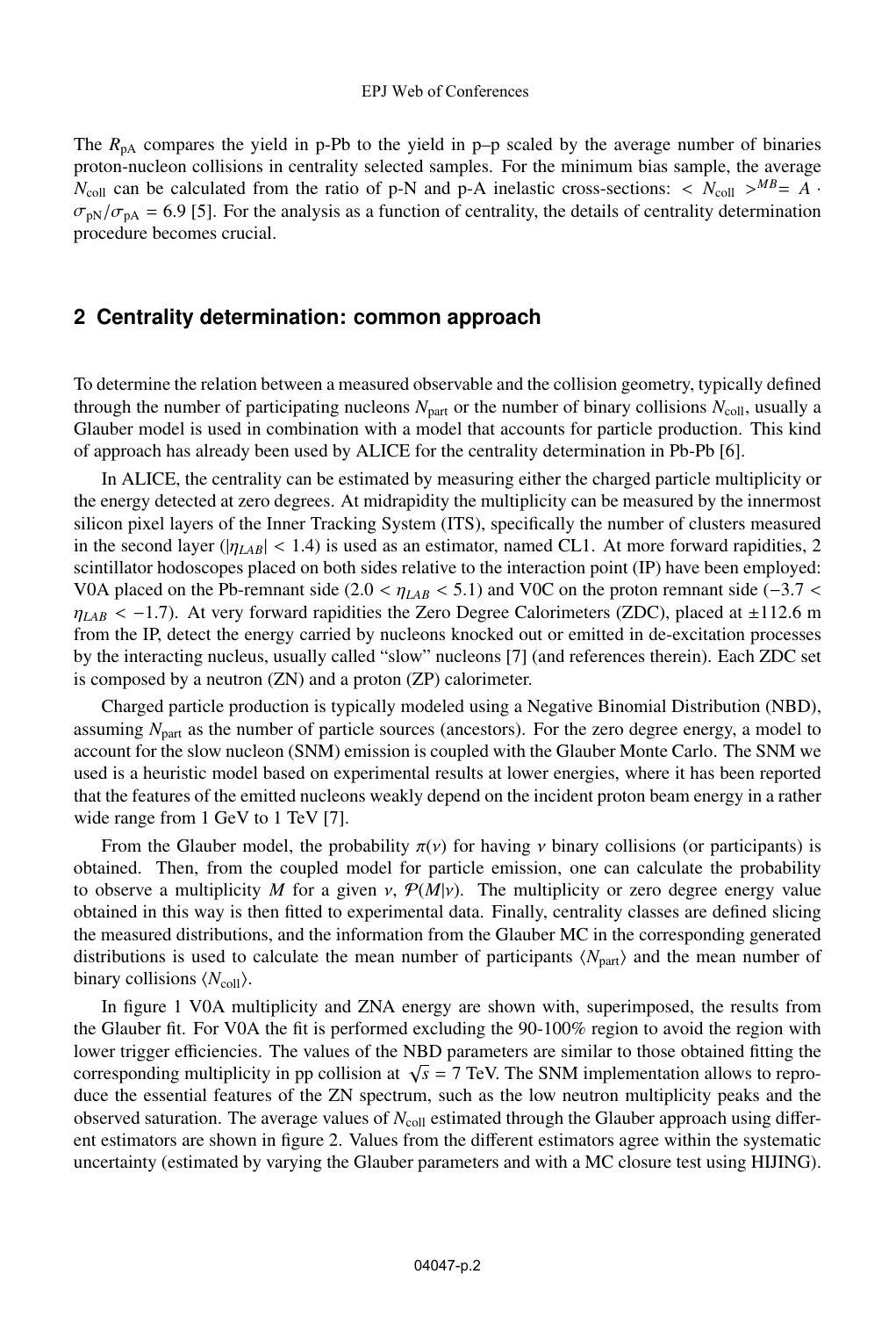The $R_{\rm pA}$ compares the yield in p-Pb to the yield in p–p scaled by the average number of binaries proton-nucleon collisions in centrality selected samples. For the minimum bias sample, the average $N_{\rm coll}$ can be calculated from the ratio of p-N and p-A inelastic cross-sections: $< N_{\rm coll} >^{MB} = A \cdot \sigma_{\rm pN}/\sigma_{\rm pA} = 6.9$ [5]. For the analysis as a function of centrality, the details of centrality determination procedure becomes crucial.

## 2 Centrality determination: common approach

To determine the relation between a measured observable and the collision geometry, typically defined through the number of participating nucleons $N_{\rm part}$ or the number of binary collisions $N_{\rm coll}$, usually a Glauber model is used in combination with a model that accounts for particle production. This kind of approach has already been used by ALICE for the centrality determination in Pb-Pb [6].

In ALICE, the centrality can be estimated by measuring either the charged particle multiplicity or the energy detected at zero degrees. At midrapidity the multiplicity can be measured by the innermost silicon pixel layers of the Inner Tracking System (ITS), specifically the number of clusters measured in the second layer ($|\eta_{LAB}| < 1.4$) is used as an estimator, named CL1. At more forward rapidities, 2 scintillator hodoscopes placed on both sides relative to the interaction point (IP) have been employed: V0A placed on the Pb-remnant side ($2.0 < \eta_{LAB} < 5.1$) and V0C on the proton remnant side ($-3.7 < \eta_{LAB} < -1.7$). At very forward rapidities the Zero Degree Calorimeters (ZDC), placed at $\pm 112.6$ m from the IP, detect the energy carried by nucleons knocked out or emitted in de-excitation processes by the interacting nucleus, usually called "slow" nucleons [7] (and references therein). Each ZDC set is composed by a neutron (ZN) and a proton (ZP) calorimeter.

Charged particle production is typically modeled using a Negative Binomial Distribution (NBD), assuming $N_{\rm part}$ as the number of particle sources (ancestors). For the zero degree energy, a model to account for the slow nucleon (SNM) emission is coupled with the Glauber Monte Carlo. The SNM we used is a heuristic model based on experimental results at lower energies, where it has been reported that the features of the emitted nucleons weakly depend on the incident proton beam energy in a rather wide range from 1 GeV to 1 TeV [7].

From the Glauber model, the probability $\pi(\nu)$ for having $\nu$ binary collisions (or participants) is obtained. Then, from the coupled model for particle emission, one can calculate the probability to observe a multiplicity $M$ for a given $\nu$, $\mathcal{P}(M|\nu)$. The multiplicity or zero degree energy value obtained in this way is then fitted to experimental data. Finally, centrality classes are defined slicing the measured distributions, and the information from the Glauber MC in the corresponding generated distributions is used to calculate the mean number of participants $\langle N_{\rm part} \rangle$ and the mean number of binary collisions $\langle N_{\rm coll} \rangle$.

In figure 1 V0A multiplicity and ZNA energy are shown with, superimposed, the results from the Glauber fit. For V0A the fit is performed excluding the 90-100% region to avoid the region with lower trigger efficiencies. The values of the NBD parameters are similar to those obtained fitting the corresponding multiplicity in pp collision at $\sqrt{s} = 7$ TeV. The SNM implementation allows to reproduce the essential features of the ZN spectrum, such as the low neutron multiplicity peaks and the observed saturation. The average values of $N_{\rm coll}$ estimated through the Glauber approach using different estimators are shown in figure 2. Values from the different estimators agree within the systematic uncertainty (estimated by varying the Glauber parameters and with a MC closure test using HIJING).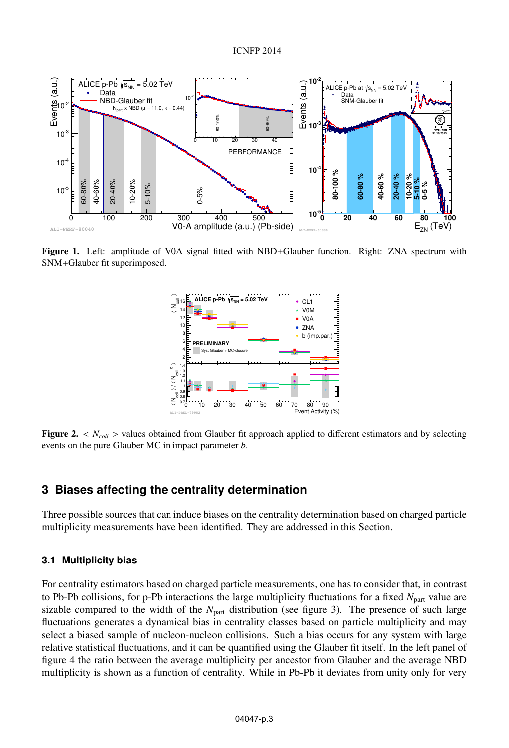**Figure 1.** Left: amplitude of V0A signal fitted with NBD+Glauber function. Right: ZNA spectrum with SNM+Glauber fit superimposed.

**Figure 2.** $< N_{coll} >$ values obtained from Glauber fit approach applied to different estimators and by selecting events on the pure Glauber MC in impact parameter $b$.

## 3 Biases affecting the centrality determination

Three possible sources that can induce biases on the centrality determination based on charged particle multiplicity measurements have been identified. They are addressed in this Section.

### 3.1 Multiplicity bias

For centrality estimators based on charged particle measurements, one has to consider that, in contrast to Pb-Pb collisions, for p-Pb interactions the large multiplicity fluctuations for a fixed $N_{\rm part}$ value are sizable compared to the width of the $N_{\rm part}$ distribution (see figure 3). The presence of such large fluctuations generates a dynamical bias in centrality classes based on particle multiplicity and may select a biased sample of nucleon-nucleon collisions. Such a bias occurs for any system with large relative statistical fluctuations, and it can be quantified using the Glauber fit itself. In the left panel of figure 4 the ratio between the average multiplicity per ancestor from Glauber and the average NBD multiplicity is shown as a function of centrality. While in Pb-Pb it deviates from unity only for very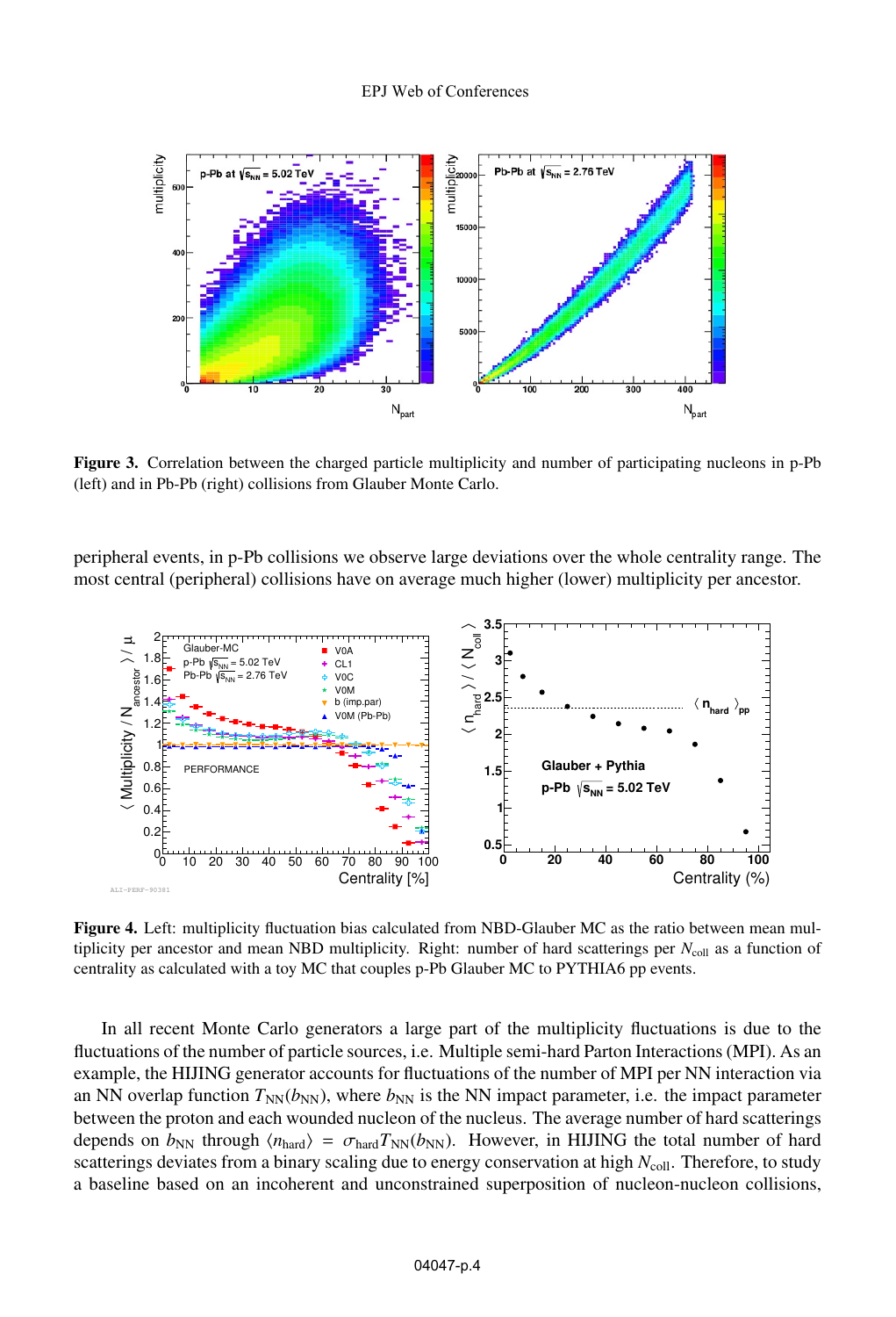**Figure 3.** Correlation between the charged particle multiplicity and number of participating nucleons in p-Pb (left) and in Pb-Pb (right) collisions from Glauber Monte Carlo.

peripheral events, in p-Pb collisions we observe large deviations over the whole centrality range. The most central (peripheral) collisions have on average much higher (lower) multiplicity per ancestor.

**Figure 4.** Left: multiplicity fluctuation bias calculated from NBD-Glauber MC as the ratio between mean multiplicity per ancestor and mean NBD multiplicity. Right: number of hard scatterings per $N_{\mathrm{coll}}$ as a function of centrality as calculated with a toy MC that couples p-Pb Glauber MC to PYTHIA6 pp events.

In all recent Monte Carlo generators a large part of the multiplicity fluctuations is due to the fluctuations of the number of particle sources, i.e. Multiple semi-hard Parton Interactions (MPI). As an example, the HIJING generator accounts for fluctuations of the number of MPI per NN interaction via an NN overlap function $T_{\mathrm{NN}}(b_{\mathrm{NN}})$, where $b_{\mathrm{NN}}$ is the NN impact parameter, i.e. the impact parameter between the proton and each wounded nucleon of the nucleus. The average number of hard scatterings depends on $b_{\mathrm{NN}}$ through $\langle n_{\mathrm{hard}} \rangle = \sigma_{\mathrm{hard}} T_{\mathrm{NN}}(b_{\mathrm{NN}})$. However, in HIJING the total number of hard scatterings deviates from a binary scaling due to energy conservation at high $N_{\mathrm{coll}}$. Therefore, to study a baseline based on an incoherent and unconstrained superposition of nucleon-nucleon collisions,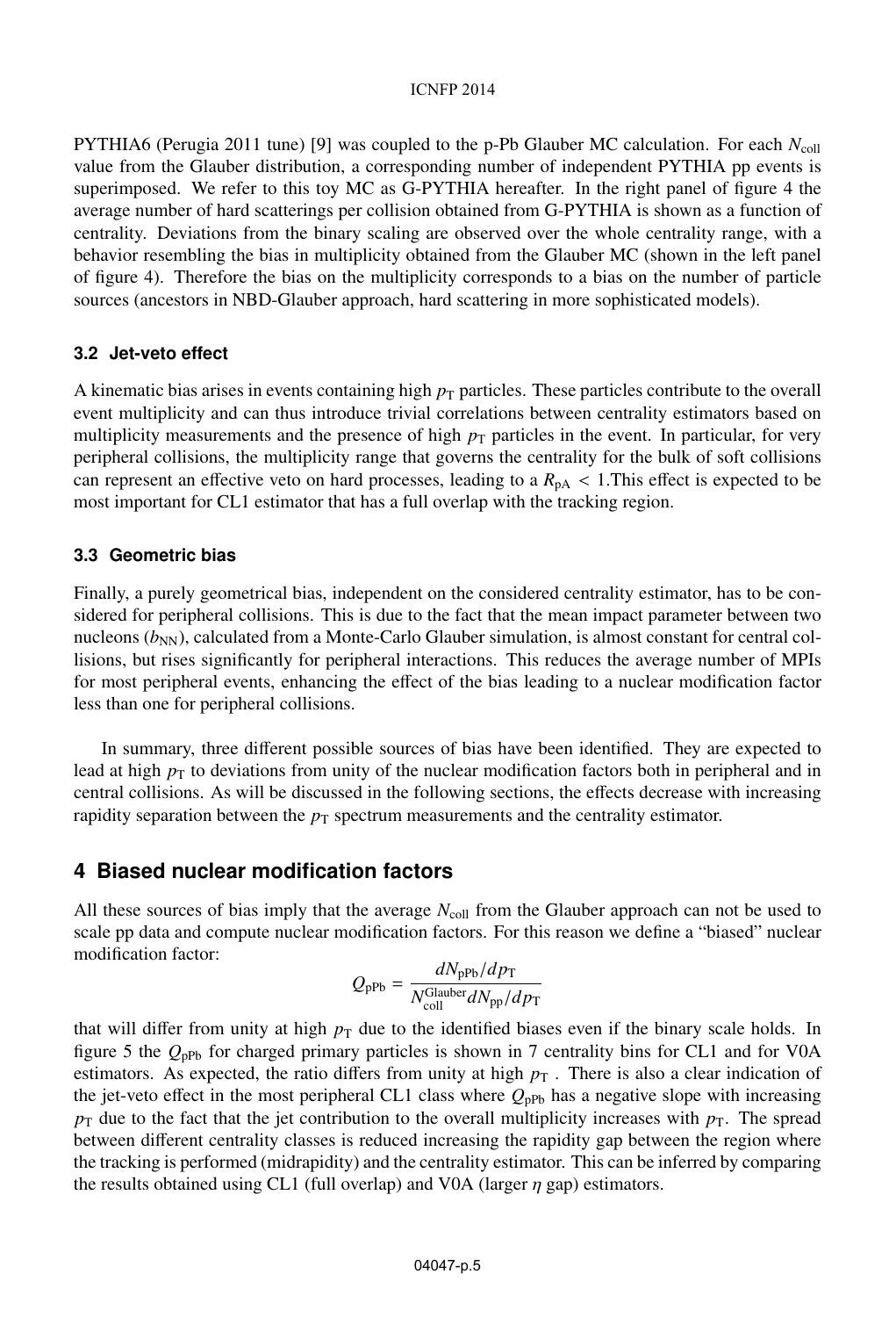PYTHIA6 (Perugia 2011 tune) [9] was coupled to the p-Pb Glauber MC calculation. For each $N_{\rm coll}$ value from the Glauber distribution, a corresponding number of independent PYTHIA pp events is superimposed. We refer to this toy MC as G-PYTHIA hereafter. In the right panel of figure 4 the average number of hard scatterings per collision obtained from G-PYTHIA is shown as a function of centrality. Deviations from the binary scaling are observed over the whole centrality range, with a behavior resembling the bias in multiplicity obtained from the Glauber MC (shown in the left panel of figure 4). Therefore the bias on the multiplicity corresponds to a bias on the number of particle sources (ancestors in NBD-Glauber approach, hard scattering in more sophisticated models).

### 3.2 Jet-veto effect

A kinematic bias arises in events containing high $p_{\rm T}$ particles. These particles contribute to the overall event multiplicity and can thus introduce trivial correlations between centrality estimators based on multiplicity measurements and the presence of high $p_{\rm T}$ particles in the event. In particular, for very peripheral collisions, the multiplicity range that governs the centrality for the bulk of soft collisions can represent an effective veto on hard processes, leading to a $R_{\rm pA} < 1$.This effect is expected to be most important for CL1 estimator that has a full overlap with the tracking region.

### 3.3 Geometric bias

Finally, a purely geometrical bias, independent on the considered centrality estimator, has to be considered for peripheral collisions. This is due to the fact that the mean impact parameter between two nucleons ($b_{\rm NN}$), calculated from a Monte-Carlo Glauber simulation, is almost constant for central collisions, but rises significantly for peripheral interactions. This reduces the average number of MPIs for most peripheral events, enhancing the effect of the bias leading to a nuclear modification factor less than one for peripheral collisions.

In summary, three different possible sources of bias have been identified. They are expected to lead at high $p_{\rm T}$ to deviations from unity of the nuclear modification factors both in peripheral and in central collisions. As will be discussed in the following sections, the effects decrease with increasing rapidity separation between the $p_{\rm T}$ spectrum measurements and the centrality estimator.

## 4 Biased nuclear modification factors

All these sources of bias imply that the average $N_{\rm coll}$ from the Glauber approach can not be used to scale pp data and compute nuclear modification factors. For this reason we define a "biased" nuclear modification factor:

$$Q_{\rm pPb} = \frac{dN_{\rm pPb}/dp_{\rm T}}{N_{\rm coll}^{\rm Glauber} dN_{\rm pp}/dp_{\rm T}}$$

that will differ from unity at high $p_{\rm T}$ due to the identified biases even if the binary scale holds. In figure 5 the $Q_{\rm pPb}$ for charged primary particles is shown in 7 centrality bins for CL1 and for V0A estimators. As expected, the ratio differs from unity at high $p_{\rm T}$ . There is also a clear indication of the jet-veto effect in the most peripheral CL1 class where $Q_{\rm pPb}$ has a negative slope with increasing $p_{\rm T}$ due to the fact that the jet contribution to the overall multiplicity increases with $p_{\rm T}$. The spread between different centrality classes is reduced increasing the rapidity gap between the region where the tracking is performed (midrapidity) and the centrality estimator. This can be inferred by comparing the results obtained using CL1 (full overlap) and V0A (larger $\eta$ gap) estimators.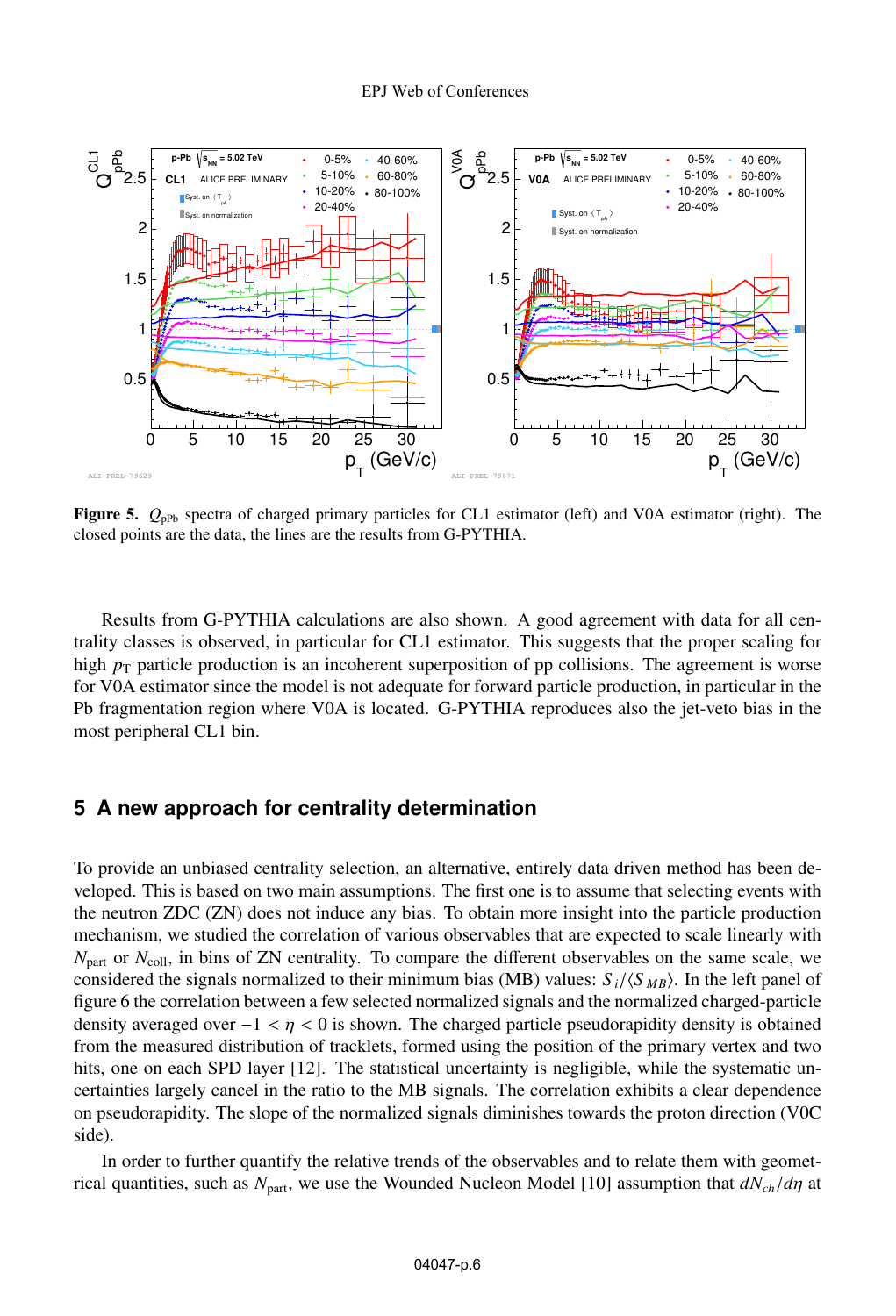**Figure 5.** $Q_{\mathrm{pPb}}$ spectra of charged primary particles for CL1 estimator (left) and V0A estimator (right). The closed points are the data, the lines are the results from G-PYTHIA.

Results from G-PYTHIA calculations are also shown. A good agreement with data for all centrality classes is observed, in particular for CL1 estimator. This suggests that the proper scaling for high $p_{\mathrm{T}}$ particle production is an incoherent superposition of pp collisions. The agreement is worse for V0A estimator since the model is not adequate for forward particle production, in particular in the Pb fragmentation region where V0A is located. G-PYTHIA reproduces also the jet-veto bias in the most peripheral CL1 bin.

## 5 A new approach for centrality determination

To provide an unbiased centrality selection, an alternative, entirely data driven method has been developed. This is based on two main assumptions. The first one is to assume that selecting events with the neutron ZDC (ZN) does not induce any bias. To obtain more insight into the particle production mechanism, we studied the correlation of various observables that are expected to scale linearly with $N_{\mathrm{part}}$ or $N_{\mathrm{coll}}$, in bins of ZN centrality. To compare the different observables on the same scale, we considered the signals normalized to their minimum bias (MB) values: $S_i/\langle S_{MB}\rangle$. In the left panel of figure 6 the correlation between a few selected normalized signals and the normalized charged-particle density averaged over $-1 < \eta < 0$ is shown. The charged particle pseudorapidity density is obtained from the measured distribution of tracklets, formed using the position of the primary vertex and two hits, one on each SPD layer [12]. The statistical uncertainty is negligible, while the systematic uncertainties largely cancel in the ratio to the MB signals. The correlation exhibits a clear dependence on pseudorapidity. The slope of the normalized signals diminishes towards the proton direction (V0C side).

In order to further quantify the relative trends of the observables and to relate them with geometrical quantities, such as $N_{\mathrm{part}}$, we use the Wounded Nucleon Model [10] assumption that $dN_{ch}/d\eta$ at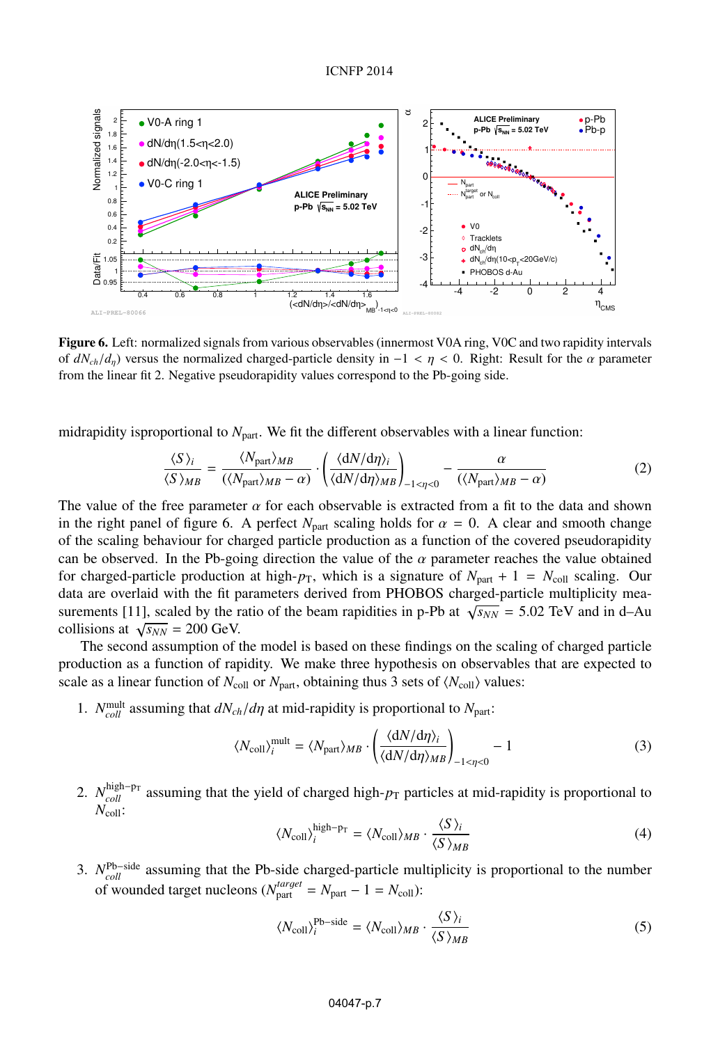**Figure 6.** Left: normalized signals from various observables (innermost V0A ring, V0C and two rapidity intervals of $dN_{ch}/d_{\eta}$) versus the normalized charged-particle density in $-1 < \eta < 0$. Right: Result for the $\alpha$ parameter from the linear fit 2. Negative pseudorapidity values correspond to the Pb-going side.

midrapidity isproportional to $N_{\text{part}}$. We fit the different observables with a linear function:

$$\frac{\langle S \rangle_i}{\langle S \rangle_{MB}} = \frac{\langle N_{\text{part}} \rangle_{MB}}{(\langle N_{\text{part}} \rangle_{MB} - \alpha)} \cdot \left( \frac{\langle \mathrm{d}N/\mathrm{d}\eta \rangle_i}{\langle \mathrm{d}N/\mathrm{d}\eta \rangle_{MB}} \right)_{-1<\eta<0} - \frac{\alpha}{(\langle N_{\text{part}} \rangle_{MB} - \alpha)} \tag{2}$$

The value of the free parameter $\alpha$ for each observable is extracted from a fit to the data and shown in the right panel of figure 6. A perfect $N_{\text{part}}$ scaling holds for $\alpha = 0$. A clear and smooth change of the scaling behaviour for charged particle production as a function of the covered pseudorapidity can be observed. In the Pb-going direction the value of the $\alpha$ parameter reaches the value obtained for charged-particle production at high-$p_{\text{T}}$, which is a signature of $N_{\text{part}} + 1 = N_{\text{coll}}$ scaling. Our data are overlaid with the fit parameters derived from PHOBOS charged-particle multiplicity measurements [11], scaled by the ratio of the beam rapidities in p-Pb at $\sqrt{s_{NN}} = 5.02$ TeV and in d–Au collisions at $\sqrt{s_{NN}} = 200$ GeV.

The second assumption of the model is based on these findings on the scaling of charged particle production as a function of rapidity. We make three hypothesis on observables that are expected to scale as a linear function of $N_{\text{coll}}$ or $N_{\text{part}}$, obtaining thus 3 sets of $\langle N_{\text{coll}} \rangle$ values:

1. $N_{coll}^{\text{mult}}$ assuming that $dN_{ch}/d\eta$ at mid-rapidity is proportional to $N_{\text{part}}$:

$$\langle N_{\text{coll}} \rangle_i^{\text{mult}} = \langle N_{\text{part}} \rangle_{MB} \cdot \left( \frac{\langle \mathrm{d}N/\mathrm{d}\eta \rangle_i}{\langle \mathrm{d}N/\mathrm{d}\eta \rangle_{MB}} \right)_{-1<\eta<0} - 1 \tag{3}$$

2. $N_{coll}^{\text{high}-p_{\text{T}}}$ assuming that the yield of charged high-$p_{\text{T}}$ particles at mid-rapidity is proportional to $N_{\text{coll}}$:

$$\langle N_{\text{coll}} \rangle_i^{\text{high}-p_{\text{T}}} = \langle N_{\text{coll}} \rangle_{MB} \cdot \frac{\langle S \rangle_i}{\langle S \rangle_{MB}} \tag{4}$$

3. $N_{coll}^{\text{Pb-side}}$ assuming that the Pb-side charged-particle multiplicity is proportional to the number of wounded target nucleons ($N_{\text{part}}^{target} = N_{\text{part}} - 1 = N_{\text{coll}}$):

$$\langle N_{\text{coll}} \rangle_i^{\text{Pb-side}} = \langle N_{\text{coll}} \rangle_{MB} \cdot \frac{\langle S \rangle_i}{\langle S \rangle_{MB}} \tag{5}$$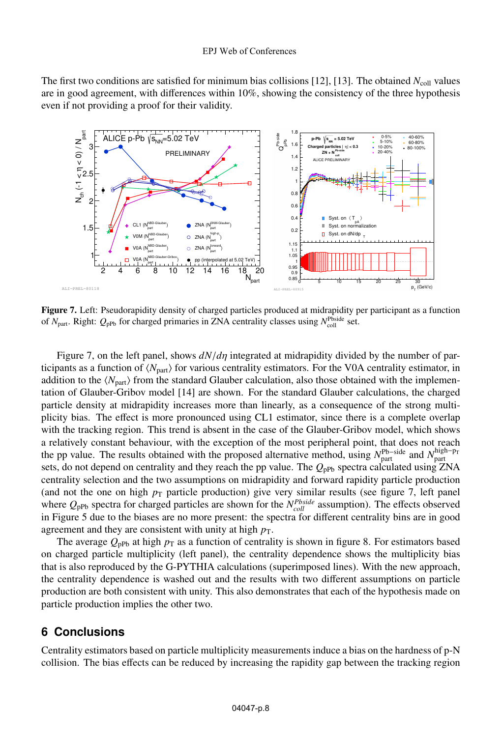The first two conditions are satisfied for minimum bias collisions [12], [13]. The obtained $N_{\rm coll}$ values are in good agreement, with differences within 10%, showing the consistency of the three hypothesis even if not providing a proof for their validity.

**Figure 7.** Left: Pseudorapidity density of charged particles produced at midrapidity per participant as a function of $N_{\rm part}$. Right: $Q_{\rm pPb}$ for charged primaries in ZNA centrality classes using $N_{\rm coll}^{\rm Pbside}$ set.

Figure 7, on the left panel, shows $dN/d\eta$ integrated at midrapidity divided by the number of participants as a function of $\langle N_{\rm part}\rangle$ for various centrality estimators. For the V0A centrality estimator, in addition to the $\langle N_{\rm part}\rangle$ from the standard Glauber calculation, also those obtained with the implementation of Glauber-Gribov model [14] are shown. For the standard Glauber calculations, the charged particle density at midrapidity increases more than linearly, as a consequence of the strong multiplicity bias. The effect is more pronounced using CL1 estimator, since there is a complete overlap with the tracking region. This trend is absent in the case of the Glauber-Gribov model, which shows a relatively constant behaviour, with the exception of the most peripheral point, that does not reach the pp value. The results obtained with the proposed alternative method, using $N_{\rm part}^{\rm Pb-side}$ and $N_{\rm part}^{\rm high-p_T}$ sets, do not depend on centrality and they reach the pp value. The $Q_{\rm pPb}$ spectra calculated using ZNA centrality selection and the two assumptions on midrapidity and forward rapidity particle production (and not the one on high $p_{\rm T}$ particle production) give very similar results (see figure 7, left panel where $Q_{\rm pPb}$ spectra for charged particles are shown for the $N_{coll}^{Pbside}$ assumption). The effects observed in Figure 5 due to the biases are no more present: the spectra for different centrality bins are in good agreement and they are consistent with unity at high $p_{\rm T}$.

The average $Q_{\rm pPb}$ at high $p_{\rm T}$ as a function of centrality is shown in figure 8. For estimators based on charged particle multiplicity (left panel), the centrality dependence shows the multiplicity bias that is also reproduced by the G-PYTHIA calculations (superimposed lines). With the new approach, the centrality dependence is washed out and the results with two different assumptions on particle production are both consistent with unity. This also demonstrates that each of the hypothesis made on particle production implies the other two.

## 6 Conclusions

Centrality estimators based on particle multiplicity measurements induce a bias on the hardness of p-N collision. The bias effects can be reduced by increasing the rapidity gap between the tracking region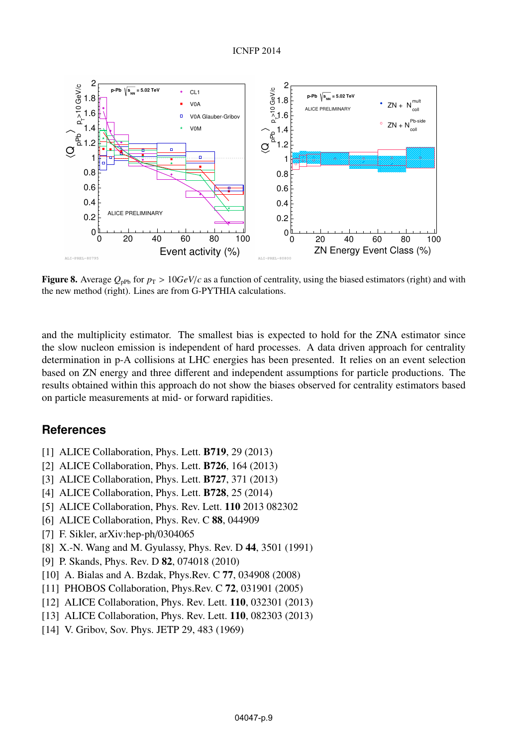p-Pb $\sqrt{s_{NN}}$ = 5.02 TeV

CL1

V0A

V0A Glauber-Gribov

V0M

ALICE PRELIMINARY

$\langle Q_{pPb} \rangle$ $p_T$>10 GeV/c

Event activity (%)

ALI-PREL-80795

p-Pb $\sqrt{s_{NN}}$ = 5.02 TeV

ALICE PRELIMINARY

ZN + $N_{coll}^{mult}$

ZN + $N_{coll}^{Pb\text{-}side}$

$\langle Q_{pPb} \rangle$ $p_T$>10 GeV/c

ZN Energy Event Class (%)

ALI-PREL-80800

**Figure 8.** Average $Q_{pPb}$ for $p_T > 10 GeV/c$ as a function of centrality, using the biased estimators (right) and with the new method (right). Lines are from G-PYTHIA calculations.

and the multiplicity estimator. The smallest bias is expected to hold for the ZNA estimator since the slow nucleon emission is independent of hard processes. A data driven approach for centrality determination in p-A collisions at LHC energies has been presented. It relies on an event selection based on ZN energy and three different and independent assumptions for particle productions. The results obtained within this approach do not show the biases observed for centrality estimators based on particle measurements at mid- or forward rapidities.

## References

[1] ALICE Collaboration, Phys. Lett. **B719**, 29 (2013)
[2] ALICE Collaboration, Phys. Lett. **B726**, 164 (2013)
[3] ALICE Collaboration, Phys. Lett. **B727**, 371 (2013)
[4] ALICE Collaboration, Phys. Lett. **B728**, 25 (2014)
[5] ALICE Collaboration, Phys. Rev. Lett. **110** 2013 082302
[6] ALICE Collaboration, Phys. Rev. C **88**, 044909
[7] F. Sikler, arXiv:hep-ph/0304065
[8] X.-N. Wang and M. Gyulassy, Phys. Rev. D **44**, 3501 (1991)
[9] P. Skands, Phys. Rev. D **82**, 074018 (2010)
[10] A. Bialas and A. Bzdak, Phys.Rev. C **77**, 034908 (2008)
[11] PHOBOS Collaboration, Phys.Rev. C **72**, 031901 (2005)
[12] ALICE Collaboration, Phys. Rev. Lett. **110**, 032301 (2013)
[13] ALICE Collaboration, Phys. Rev. Lett. **110**, 082303 (2013)
[14] V. Gribov, Sov. Phys. JETP 29, 483 (1969)